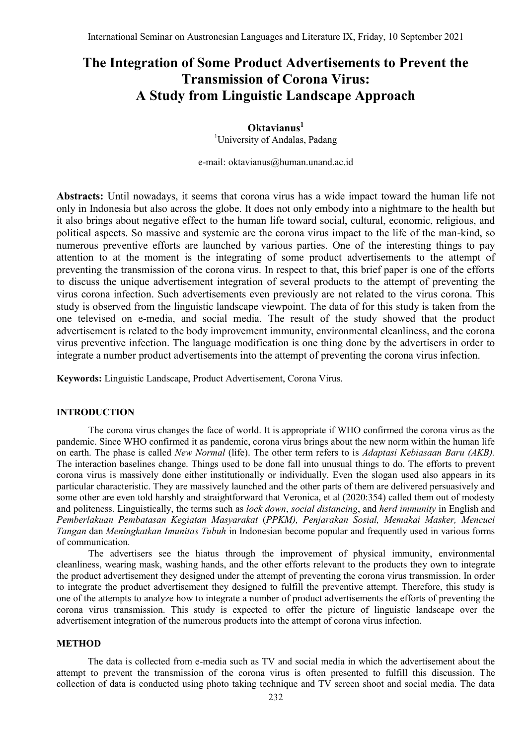# The Integration of Some Product Advertisements to Prevent the Transmission of Corona Virus: A Study from Linguistic Landscape Approach

**Oktavianus**[1]

[1]University of Andalas, Padang

e-mail: oktavianus@human.unand.ac.id

**Abstracts:** Until nowadays, it seems that corona virus has a wide impact toward the human life not only in Indonesia but also across the globe. It does not only embody into a nightmare to the health but it also brings about negative effect to the human life toward social, cultural, economic, religious, and political aspects. So massive and systemic are the corona virus impact to the life of the man-kind, so numerous preventive efforts are launched by various parties. One of the interesting things to pay attention to at the moment is the integrating of some product advertisements to the attempt of preventing the transmission of the corona virus. In respect to that, this brief paper is one of the efforts to discuss the unique advertisement integration of several products to the attempt of preventing the virus corona infection. Such advertisements even previously are not related to the virus corona. This study is observed from the linguistic landscape viewpoint. The data of for this study is taken from the one televised on e-media, and social media. The result of the study showed that the product advertisement is related to the body improvement immunity, environmental cleanliness, and the corona virus preventive infection. The language modification is one thing done by the advertisers in order to integrate a number product advertisements into the attempt of preventing the corona virus infection.

**Keywords:** Linguistic Landscape, Product Advertisement, Corona Virus.

## INTRODUCTION

The corona virus changes the face of world. It is appropriate if WHO confirmed the corona virus as the pandemic. Since WHO confirmed it as pandemic, corona virus brings about the new norm within the human life on earth. The phase is called *New Normal* (life). The other term refers to is *Adaptasi Kebiasaan Baru (AKB).* The interaction baselines change. Things used to be done fall into unusual things to do. The efforts to prevent corona virus is massively done either institutionally or individually. Even the slogan used also appears in its particular characteristic. They are massively launched and the other parts of them are delivered persuasively and some other are even told harshly and straightforward that Veronica, et al (2020:354) called them out of modesty and politeness. Linguistically, the terms such as *lock down*, *social distancing*, and *herd immunity* in English and *Pemberlakuan Pembatasan Kegiatan Masyarakat* (*PPKM), Penjarakan Sosial, Memakai Masker, Mencuci Tangan* dan *Meningkatkan Imunitas Tubuh* in Indonesian become popular and frequently used in various forms of communication.

The advertisers see the hiatus through the improvement of physical immunity, environmental cleanliness, wearing mask, washing hands, and the other efforts relevant to the products they own to integrate the product advertisement they designed under the attempt of preventing the corona virus transmission. In order to integrate the product advertisement they designed to fulfill the preventive attempt. Therefore, this study is one of the attempts to analyze how to integrate a number of product advertisements the efforts of preventing the corona virus transmission. This study is expected to offer the picture of linguistic landscape over the advertisement integration of the numerous products into the attempt of corona virus infection.

## METHOD

The data is collected from e-media such as TV and social media in which the advertisement about the attempt to prevent the transmission of the corona virus is often presented to fulfill this discussion. The collection of data is conducted using photo taking technique and TV screen shoot and social media. The data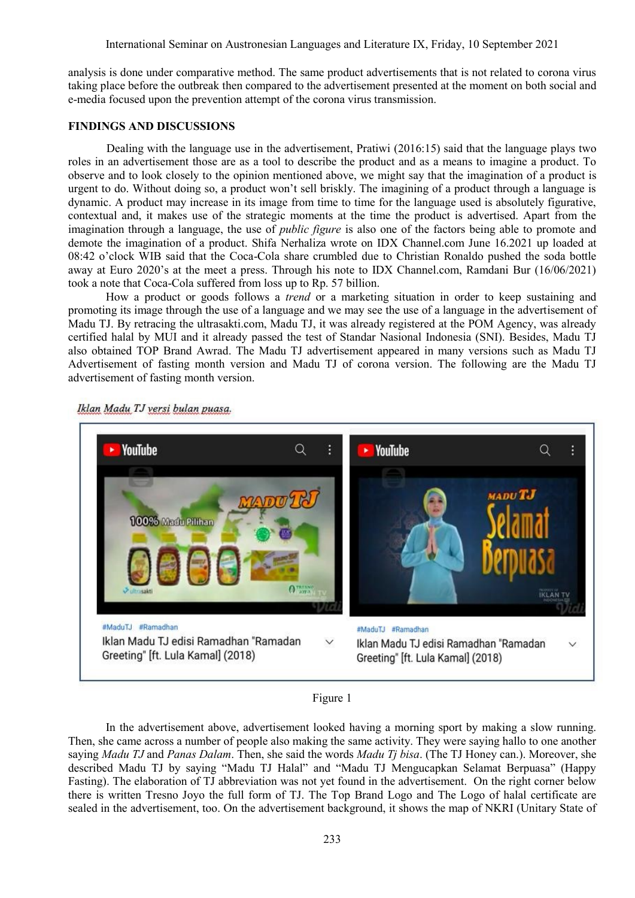analysis is done under comparative method. The same product advertisements that is not related to corona virus taking place before the outbreak then compared to the advertisement presented at the moment on both social and e-media focused upon the prevention attempt of the corona virus transmission.

## FINDINGS AND DISCUSSIONS

Dealing with the language use in the advertisement, Pratiwi (2016:15) said that the language plays two roles in an advertisement those are as a tool to describe the product and as a means to imagine a product. To observe and to look closely to the opinion mentioned above, we might say that the imagination of a product is urgent to do. Without doing so, a product won't sell briskly. The imagining of a product through a language is dynamic. A product may increase in its image from time to time for the language used is absolutely figurative, contextual and, it makes use of the strategic moments at the time the product is advertised. Apart from the imagination through a language, the use of *public figure* is also one of the factors being able to promote and demote the imagination of a product. Shifa Nerhaliza wrote on IDX Channel.com June 16.2021 up loaded at 08:42 o'clock WIB said that the Coca-Cola share crumbled due to Christian Ronaldo pushed the soda bottle away at Euro 2020's at the meet a press. Through his note to IDX Channel.com, Ramdani Bur (16/06/2021) took a note that Coca-Cola suffered from loss up to Rp. 57 billion.

How a product or goods follows a *trend* or a marketing situation in order to keep sustaining and promoting its image through the use of a language and we may see the use of a language in the advertisement of Madu TJ. By retracing the ultrasakti.com, Madu TJ, it was already registered at the POM Agency, was already certified halal by MUI and it already passed the test of Standar Nasional Indonesia (SNI). Besides, Madu TJ also obtained TOP Brand Awrad. The Madu TJ advertisement appeared in many versions such as Madu TJ Advertisement of fasting month version and Madu TJ of corona version. The following are the Madu TJ advertisement of fasting month version.

*Iklan Madu TJ versi bulan puasa.*

Figure 1

In the advertisement above, advertisement looked having a morning sport by making a slow running. Then, she came across a number of people also making the same activity. They were saying hallo to one another saying *Madu TJ* and *Panas Dalam*. Then, she said the words *Madu Tj bisa*. (The TJ Honey can.). Moreover, she described Madu TJ by saying "Madu TJ Halal" and "Madu TJ Mengucapkan Selamat Berpuasa" (Happy Fasting). The elaboration of TJ abbreviation was not yet found in the advertisement. On the right corner below there is written Tresno Joyo the full form of TJ. The Top Brand Logo and The Logo of halal certificate are sealed in the advertisement, too. On the advertisement background, it shows the map of NKRI (Unitary State of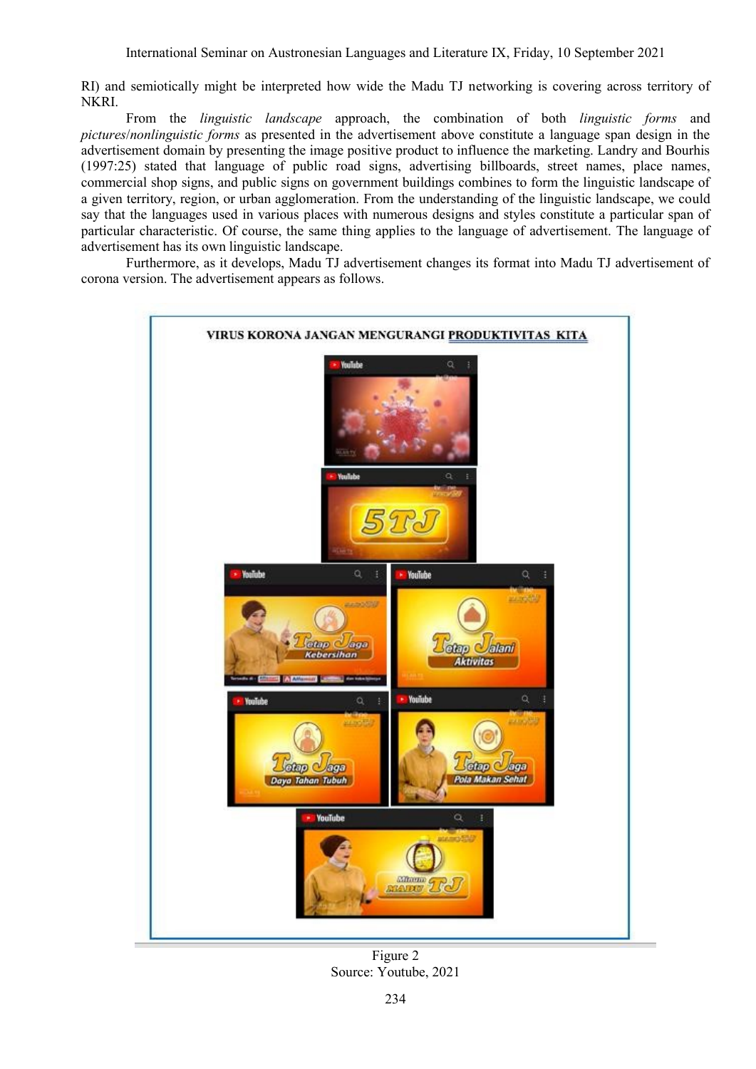RI) and semiotically might be interpreted how wide the Madu TJ networking is covering across territory of NKRI.

From the *linguistic landscape* approach, the combination of both *linguistic forms* and *pictures*/*nonlinguistic forms* as presented in the advertisement above constitute a language span design in the advertisement domain by presenting the image positive product to influence the marketing. Landry and Bourhis (1997:25) stated that language of public road signs, advertising billboards, street names, place names, commercial shop signs, and public signs on government buildings combines to form the linguistic landscape of a given territory, region, or urban agglomeration. From the understanding of the linguistic landscape, we could say that the languages used in various places with numerous designs and styles constitute a particular span of particular characteristic. Of course, the same thing applies to the language of advertisement. The language of advertisement has its own linguistic landscape.

Furthermore, as it develops, Madu TJ advertisement changes its format into Madu TJ advertisement of corona version. The advertisement appears as follows.

Figure 2
Source: Youtube, 2021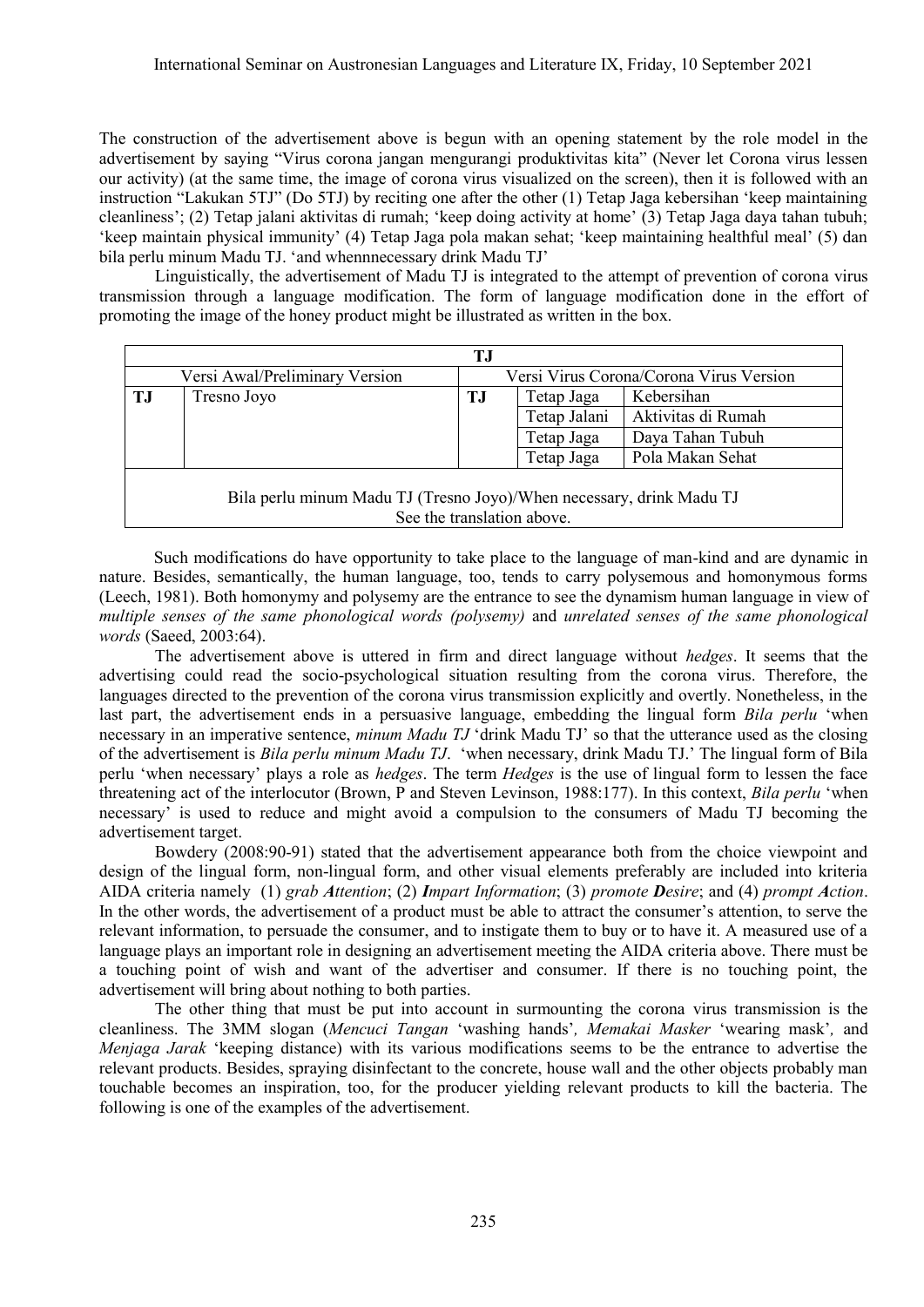The construction of the advertisement above is begun with an opening statement by the role model in the advertisement by saying "Virus corona jangan mengurangi produktivitas kita" (Never let Corona virus lessen our activity) (at the same time, the image of corona virus visualized on the screen), then it is followed with an instruction "Lakukan 5TJ" (Do 5TJ) by reciting one after the other (1) Tetap Jaga kebersihan 'keep maintaining cleanliness'; (2) Tetap jalani aktivitas di rumah; 'keep doing activity at home' (3) Tetap Jaga daya tahan tubuh; 'keep maintain physical immunity' (4) Tetap Jaga pola makan sehat; 'keep maintaining healthful meal' (5) dan bila perlu minum Madu TJ. 'and whennnecessary drink Madu TJ'

Linguistically, the advertisement of Madu TJ is integrated to the attempt of prevention of corona virus transmission through a language modification. The form of language modification done in the effort of promoting the image of the honey product might be illustrated as written in the box.

| **TJ** | | | | |
|---|---|---|---|---|
| Versi Awal/Preliminary Version | | Versi Virus Corona/Corona Virus Version | | |
| **TJ** | Tresno Joyo | **TJ** | Tetap Jaga | Kebersihan |
| | | | Tetap Jalani | Aktivitas di Rumah |
| | | | Tetap Jaga | Daya Tahan Tubuh |
| | | | Tetap Jaga | Pola Makan Sehat |
| Bila perlu minum Madu TJ (Tresno Joyo)/When necessary, drink Madu TJ<br>See the translation above. | | | | |

Such modifications do have opportunity to take place to the language of man-kind and are dynamic in nature. Besides, semantically, the human language, too, tends to carry polysemous and homonymous forms (Leech, 1981). Both homonymy and polysemy are the entrance to see the dynamism human language in view of *multiple senses of the same phonological words (polysemy)* and *unrelated senses of the same phonological words* (Saeed, 2003:64).

The advertisement above is uttered in firm and direct language without *hedges*. It seems that the advertising could read the socio-psychological situation resulting from the corona virus. Therefore, the languages directed to the prevention of the corona virus transmission explicitly and overtly. Nonetheless, in the last part, the advertisement ends in a persuasive language, embedding the lingual form *Bila perlu* 'when necessary in an imperative sentence, *minum Madu TJ* 'drink Madu TJ' so that the utterance used as the closing of the advertisement is *Bila perlu minum Madu TJ*. 'when necessary, drink Madu TJ.' The lingual form of Bila perlu 'when necessary' plays a role as *hedges*. The term *Hedges* is the use of lingual form to lessen the face threatening act of the interlocutor (Brown, P and Steven Levinson, 1988:177). In this context, *Bila perlu* 'when necessary' is used to reduce and might avoid a compulsion to the consumers of Madu TJ becoming the advertisement target.

Bowdery (2008:90-91) stated that the advertisement appearance both from the choice viewpoint and design of the lingual form, non-lingual form, and other visual elements preferably are included into kriteria AIDA criteria namely (1) *grab **A**ttention*; (2) ***I**mpart Information*; (3) *promote **D**esire*; and (4) *prompt **A**ction*. In the other words, the advertisement of a product must be able to attract the consumer's attention, to serve the relevant information, to persuade the consumer, and to instigate them to buy or to have it. A measured use of a language plays an important role in designing an advertisement meeting the AIDA criteria above. There must be a touching point of wish and want of the advertiser and consumer. If there is no touching point, the advertisement will bring about nothing to both parties.

The other thing that must be put into account in surmounting the corona virus transmission is the cleanliness. The 3MM slogan (*Mencuci Tangan* 'washing hands'*, Memakai Masker* 'wearing mask'*,* and *Menjaga Jarak* 'keeping distance) with its various modifications seems to be the entrance to advertise the relevant products. Besides, spraying disinfectant to the concrete, house wall and the other objects probably man touchable becomes an inspiration, too, for the producer yielding relevant products to kill the bacteria. The following is one of the examples of the advertisement.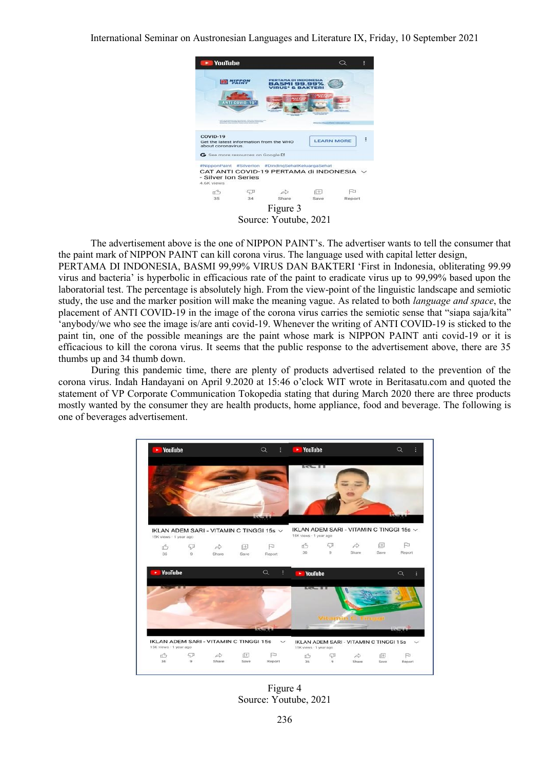Figure 3
Source: Youtube, 2021

The advertisement above is the one of NIPPON PAINT's. The advertiser wants to tell the consumer that the paint mark of NIPPON PAINT can kill corona virus. The language used with capital letter design, PERTAMA DI INDONESIA, BASMI 99,99% VIRUS DAN BAKTERI 'First in Indonesia, obliterating 99.99 virus and bacteria' is hyperbolic in efficacious rate of the paint to eradicate virus up to 99,99% based upon the laboratorial test. The percentage is absolutely high. From the view-point of the linguistic landscape and semiotic study, the use and the marker position will make the meaning vague. As related to both *language and space*, the placement of ANTI COVID-19 in the image of the corona virus carries the semiotic sense that "siapa saja/kita" 'anybody/we who see the image is/are anti covid-19. Whenever the writing of ANTI COVID-19 is sticked to the paint tin, one of the possible meanings are the paint whose mark is NIPPON PAINT anti covid-19 or it is efficacious to kill the corona virus. It seems that the public response to the advertisement above, there are 35 thumbs up and 34 thumb down.

During this pandemic time, there are plenty of products advertised related to the prevention of the corona virus. Indah Handayani on April 9.2020 at 15:46 o'clock WIT wrote in Beritasatu.com and quoted the statement of VP Corporate Communication Tokopedia stating that during March 2020 there are three products mostly wanted by the consumer they are health products, home appliance, food and beverage. The following is one of beverages advertisement.

Figure 4
Source: Youtube, 2021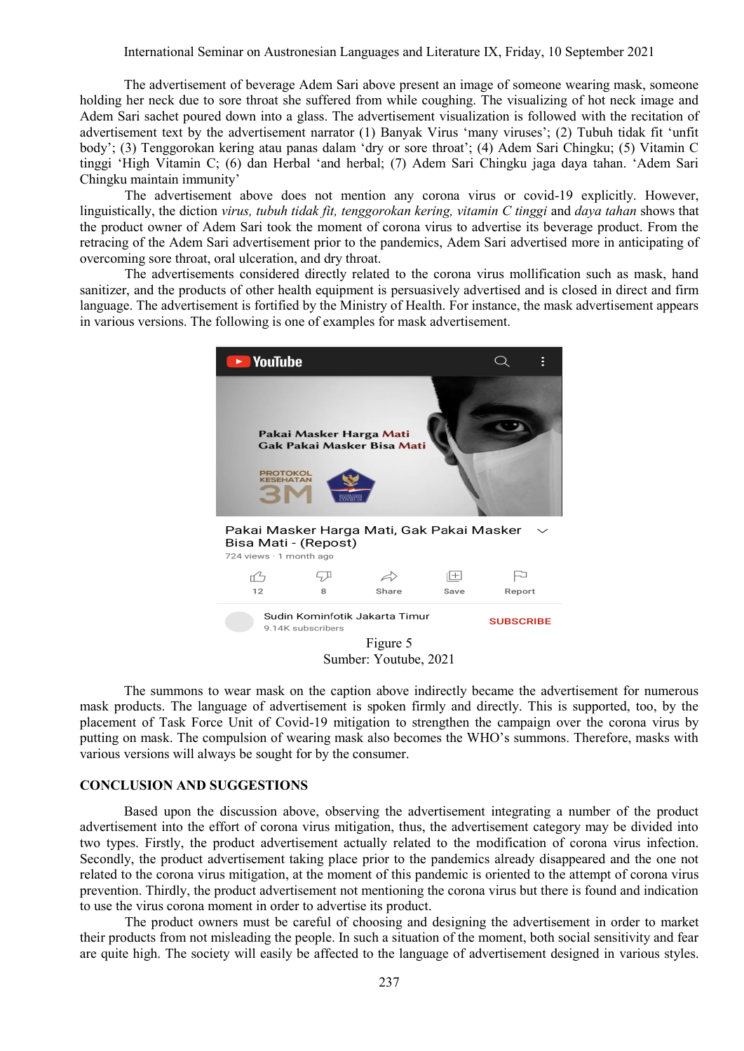The advertisement of beverage Adem Sari above present an image of someone wearing mask, someone holding her neck due to sore throat she suffered from while coughing. The visualizing of hot neck image and Adem Sari sachet poured down into a glass. The advertisement visualization is followed with the recitation of advertisement text by the advertisement narrator (1) Banyak Virus 'many viruses'; (2) Tubuh tidak fit 'unfit body'; (3) Tenggorokan kering atau panas dalam 'dry or sore throat'; (4) Adem Sari Chingku; (5) Vitamin C tinggi 'High Vitamin C; (6) dan Herbal 'and herbal; (7) Adem Sari Chingku jaga daya tahan. 'Adem Sari Chingku maintain immunity'

The advertisement above does not mention any corona virus or covid-19 explicitly. However, linguistically, the diction *virus, tubuh tidak fit, tenggorokan kering, vitamin C tinggi* and *daya tahan* shows that the product owner of Adem Sari took the moment of corona virus to advertise its beverage product. From the retracing of the Adem Sari advertisement prior to the pandemics, Adem Sari advertised more in anticipating of overcoming sore throat, oral ulceration, and dry throat.

The advertisements considered directly related to the corona virus mollification such as mask, hand sanitizer, and the products of other health equipment is persuasively advertised and is closed in direct and firm language. The advertisement is fortified by the Ministry of Health. For instance, the mask advertisement appears in various versions. The following is one of examples for mask advertisement.

Figure 5
Sumber: Youtube, 2021

The summons to wear mask on the caption above indirectly became the advertisement for numerous mask products. The language of advertisement is spoken firmly and directly. This is supported, too, by the placement of Task Force Unit of Covid-19 mitigation to strengthen the campaign over the corona virus by putting on mask. The compulsion of wearing mask also becomes the WHO's summons. Therefore, masks with various versions will always be sought for by the consumer.

## CONCLUSION AND SUGGESTIONS

Based upon the discussion above, observing the advertisement integrating a number of the product advertisement into the effort of corona virus mitigation, thus, the advertisement category may be divided into two types. Firstly, the product advertisement actually related to the modification of corona virus infection. Secondly, the product advertisement taking place prior to the pandemics already disappeared and the one not related to the corona virus mitigation, at the moment of this pandemic is oriented to the attempt of corona virus prevention. Thirdly, the product advertisement not mentioning the corona virus but there is found and indication to use the virus corona moment in order to advertise its product.

The product owners must be careful of choosing and designing the advertisement in order to market their products from not misleading the people. In such a situation of the moment, both social sensitivity and fear are quite high. The society will easily be affected to the language of advertisement designed in various styles.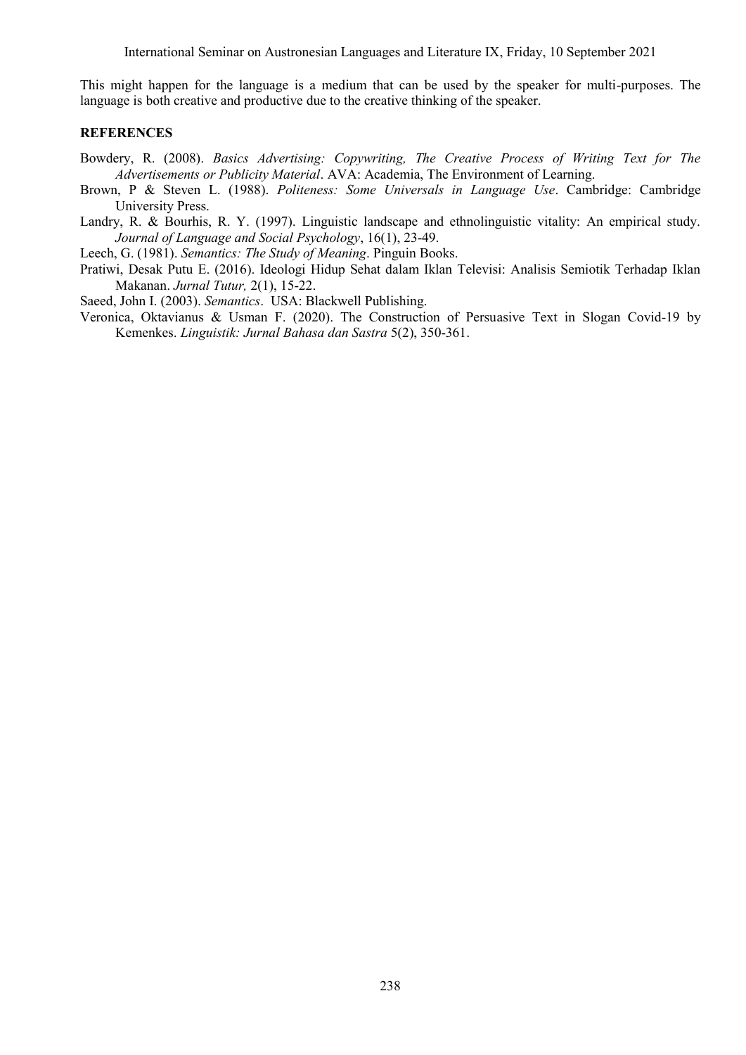This might happen for the language is a medium that can be used by the speaker for multi-purposes. The language is both creative and productive due to the creative thinking of the speaker.

## REFERENCES

Bowdery, R. (2008). *Basics Advertising: Copywriting, The Creative Process of Writing Text for The Advertisements or Publicity Material*. AVA: Academia, The Environment of Learning.

Brown, P & Steven L. (1988). *Politeness: Some Universals in Language Use*. Cambridge: Cambridge University Press.

Landry, R. & Bourhis, R. Y. (1997). Linguistic landscape and ethnolinguistic vitality: An empirical study. *Journal of Language and Social Psychology*, 16(1), 23-49.

Leech, G. (1981). *Semantics: The Study of Meaning*. Pinguin Books.

Pratiwi, Desak Putu E. (2016). Ideologi Hidup Sehat dalam Iklan Televisi: Analisis Semiotik Terhadap Iklan Makanan. *Jurnal Tutur,* 2(1), 15-22.

Saeed, John I. (2003). *Semantics*. USA: Blackwell Publishing.

Veronica, Oktavianus & Usman F. (2020). The Construction of Persuasive Text in Slogan Covid-19 by Kemenkes. *Linguistik: Jurnal Bahasa dan Sastra* 5(2), 350-361.